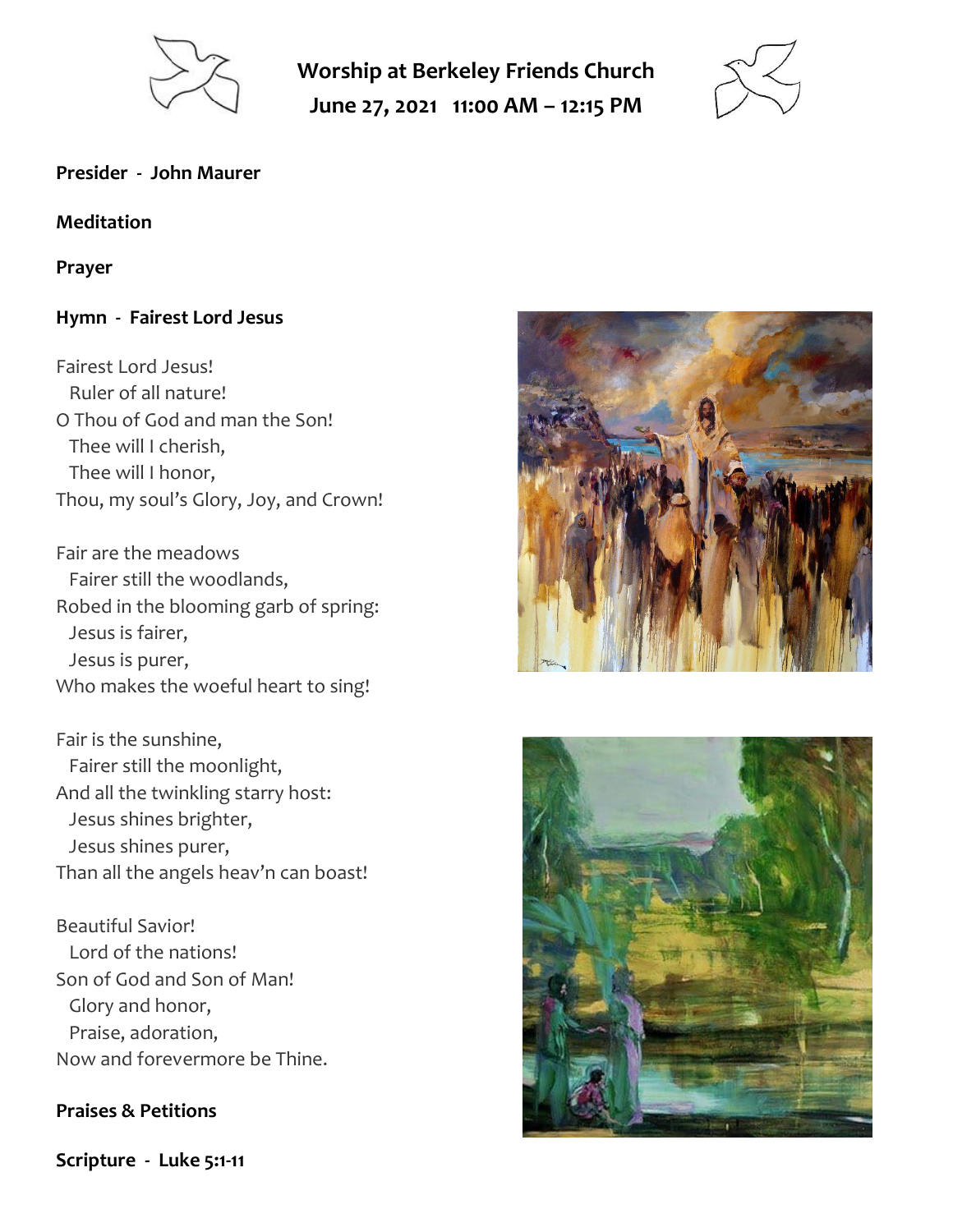# Worship at Berkeley Friends Church

**June 27, 2021 11:00 AM – 12:15 PM**

**Presider - John Maurer**

**Meditation**

**Prayer**

**Hymn - Fairest Lord Jesus**

Fairest Lord Jesus!
  Ruler of all nature!
O Thou of God and man the Son!
  Thee will I cherish,
  Thee will I honor,
Thou, my soul's Glory, Joy, and Crown!

Fair are the meadows
  Fairer still the woodlands,
Robed in the blooming garb of spring:
  Jesus is fairer,
  Jesus is purer,
Who makes the woeful heart to sing!

Fair is the sunshine,
  Fairer still the moonlight,
And all the twinkling starry host:
  Jesus shines brighter,
  Jesus shines purer,
Than all the angels heav'n can boast!

Beautiful Savior!
  Lord of the nations!
Son of God and Son of Man!
  Glory and honor,
  Praise, adoration,
Now and forevermore be Thine.

**Praises & Petitions**

**Scripture - Luke 5:1-11**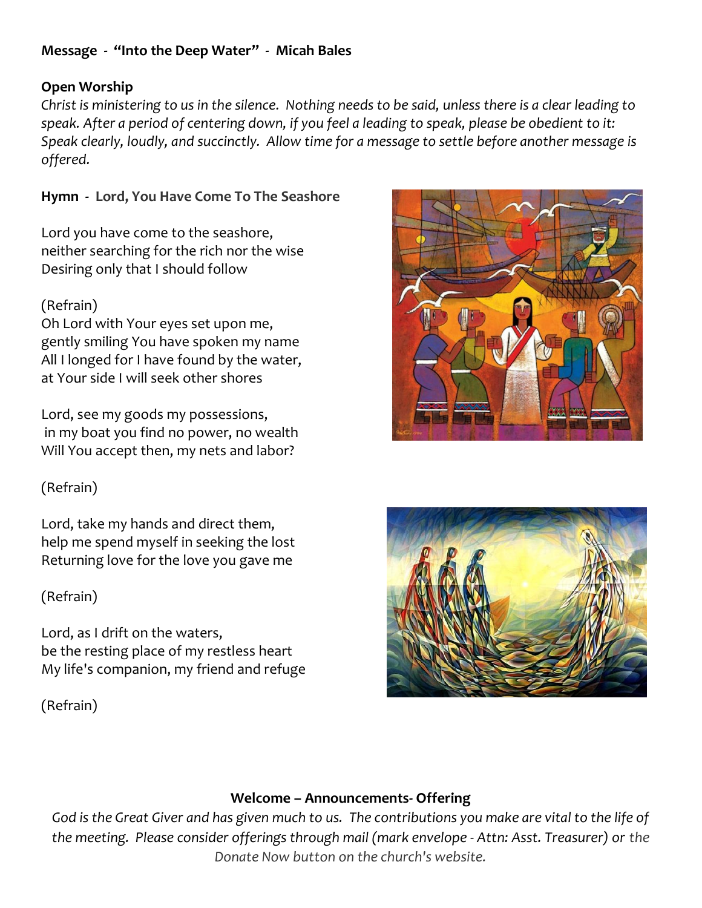**Message - "Into the Deep Water" - Micah Bales**

**Open Worship**

*Christ is ministering to us in the silence. Nothing needs to be said, unless there is a clear leading to speak. After a period of centering down, if you feel a leading to speak, please be obedient to it: Speak clearly, loudly, and succinctly. Allow time for a message to settle before another message is offered.*

**Hymn - Lord, You Have Come To The Seashore**

Lord you have come to the seashore,
neither searching for the rich nor the wise
Desiring only that I should follow

(Refrain)
Oh Lord with Your eyes set upon me,
gently smiling You have spoken my name
All I longed for I have found by the water,
at Your side I will seek other shores

Lord, see my goods my possessions,
in my boat you find no power, no wealth
Will You accept then, my nets and labor?

(Refrain)

Lord, take my hands and direct them,
help me spend myself in seeking the lost
Returning love for the love you gave me

(Refrain)

Lord, as I drift on the waters,
be the resting place of my restless heart
My life's companion, my friend and refuge

(Refrain)

**Welcome – Announcements- Offering**

*God is the Great Giver and has given much to us. The contributions you make are vital to the life of the meeting. Please consider offerings through mail (mark envelope - Attn: Asst. Treasurer) or the Donate Now button on the church's website.*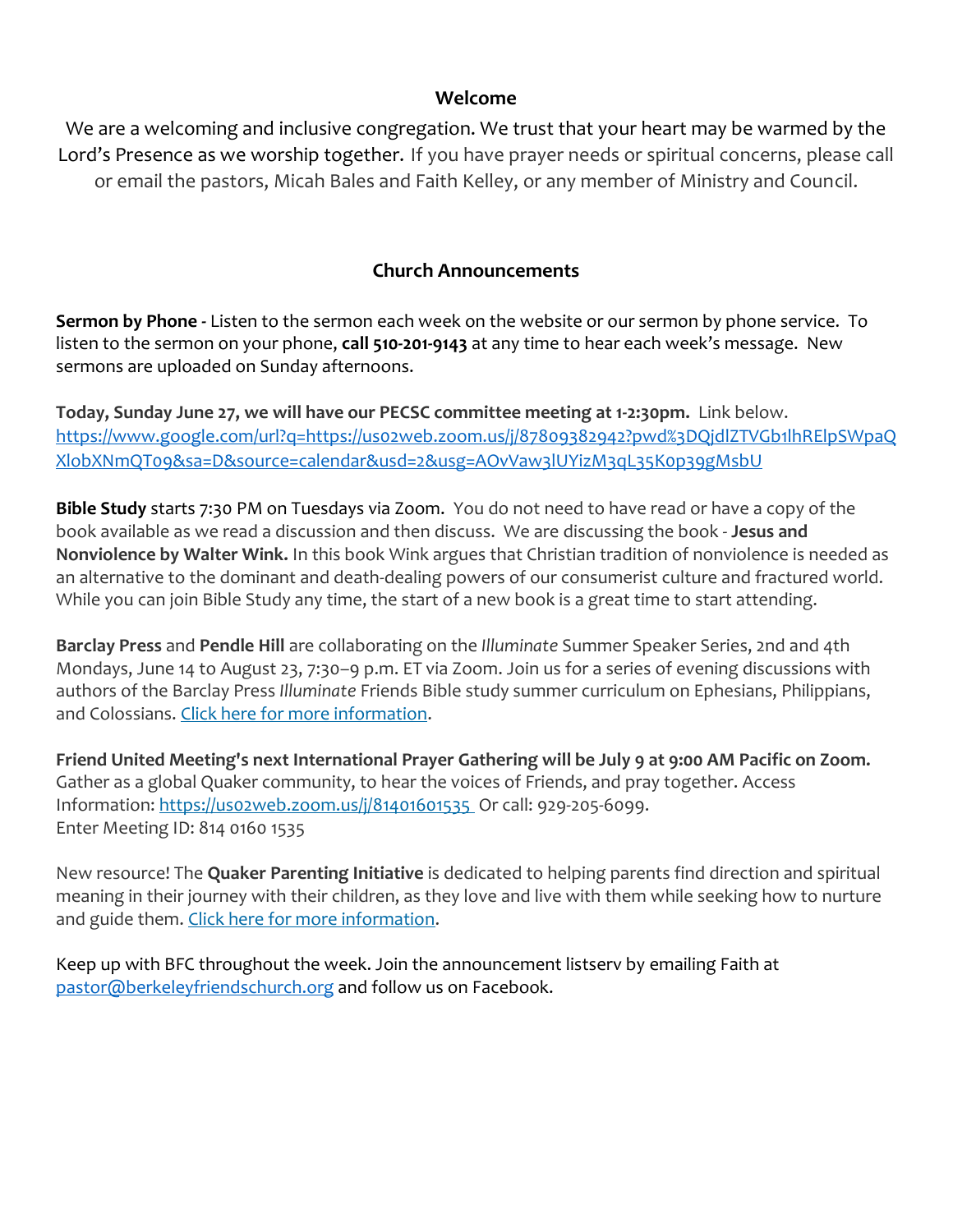### Welcome

We are a welcoming and inclusive congregation. We trust that your heart may be warmed by the Lord's Presence as we worship together. If you have prayer needs or spiritual concerns, please call or email the pastors, Micah Bales and Faith Kelley, or any member of Ministry and Council.

### Church Announcements

**Sermon by Phone -** Listen to the sermon each week on the website or our sermon by phone service. To listen to the sermon on your phone, **call 510-201-9143** at any time to hear each week's message. New sermons are uploaded on Sunday afternoons.

**Today, Sunday June 27, we will have our PECSC committee meeting at 1-2:30pm.** Link below.
https://www.google.com/url?q=https://us02web.zoom.us/j/87809382942?pwd%3DQjdlZTVGb1lhRElpSWpaQXlobXNmQT09&sa=D&source=calendar&usd=2&usg=AOvVaw3lUYizM3qL35K0p39gMsbU

**Bible Study** starts 7:30 PM on Tuesdays via Zoom. You do not need to have read or have a copy of the book available as we read a discussion and then discuss. We are discussing the book - **Jesus and Nonviolence by Walter Wink.** In this book Wink argues that Christian tradition of nonviolence is needed as an alternative to the dominant and death-dealing powers of our consumerist culture and fractured world. While you can join Bible Study any time, the start of a new book is a great time to start attending.

**Barclay Press** and **Pendle Hill** are collaborating on the *Illuminate* Summer Speaker Series, 2nd and 4th Mondays, June 14 to August 23, 7:30–9 p.m. ET via Zoom. Join us for a series of evening discussions with authors of the Barclay Press *Illuminate* Friends Bible study summer curriculum on Ephesians, Philippians, and Colossians. Click here for more information.

**Friend United Meeting's next International Prayer Gathering will be July 9 at 9:00 AM Pacific on Zoom.** Gather as a global Quaker community, to hear the voices of Friends, and pray together. Access Information: https://us02web.zoom.us/j/81401601535 Or call: 929-205-6099.
Enter Meeting ID: 814 0160 1535

New resource! The **Quaker Parenting Initiative** is dedicated to helping parents find direction and spiritual meaning in their journey with their children, as they love and live with them while seeking how to nurture and guide them. Click here for more information.

Keep up with BFC throughout the week. Join the announcement listserv by emailing Faith at pastor@berkeleyfriendschurch.org and follow us on Facebook.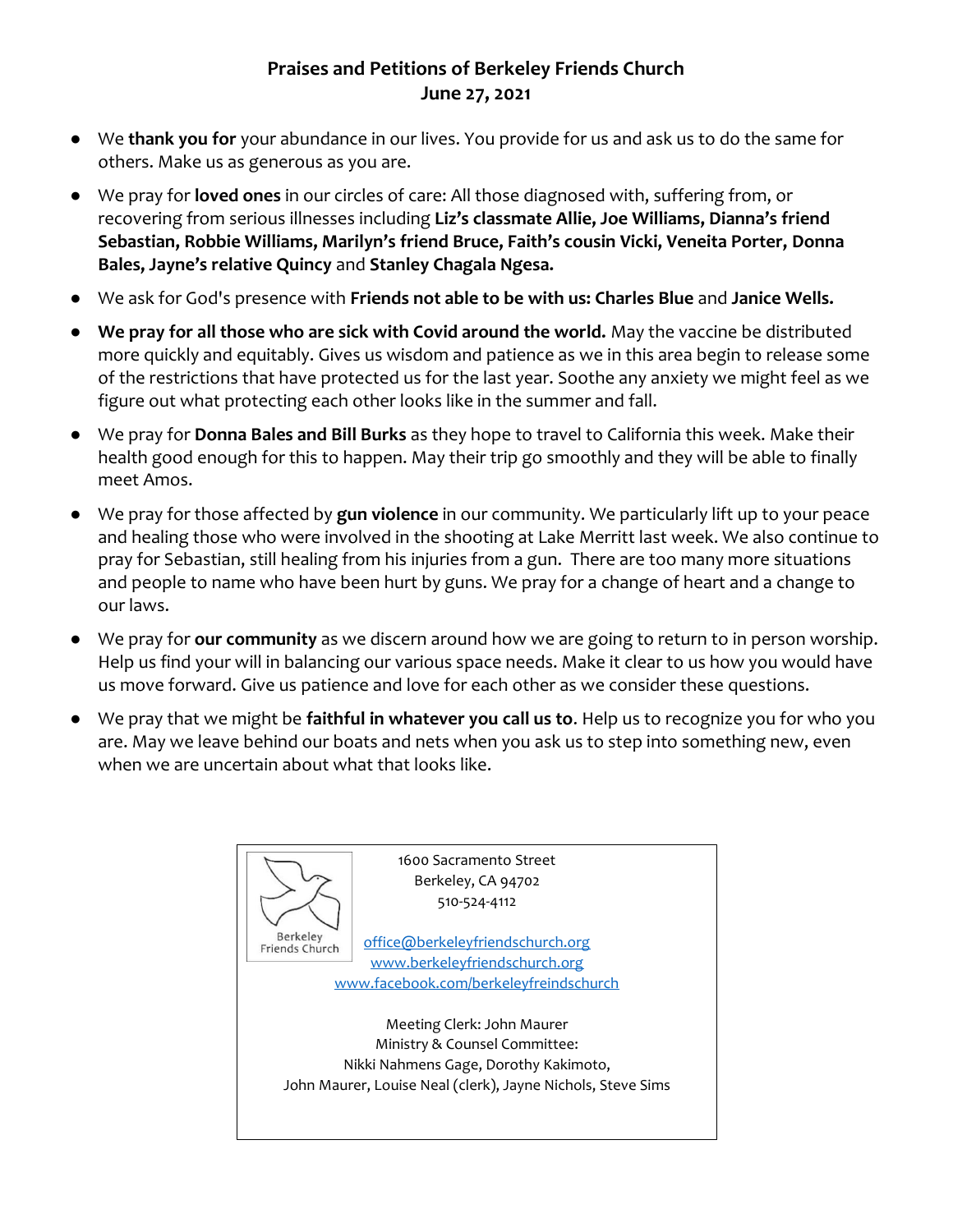**Praises and Petitions of Berkeley Friends Church**
**June 27, 2021**

- We **thank you for** your abundance in our lives. You provide for us and ask us to do the same for others. Make us as generous as you are.
- We pray for **loved ones** in our circles of care: All those diagnosed with, suffering from, or recovering from serious illnesses including **Liz's classmate Allie, Joe Williams, Dianna's friend Sebastian, Robbie Williams, Marilyn's friend Bruce, Faith's cousin Vicki, Veneita Porter, Donna Bales, Jayne's relative Quincy** and **Stanley Chagala Ngesa.**
- We ask for God's presence with **Friends not able to be with us: Charles Blue** and **Janice Wells.**
- **We pray for all those who are sick with Covid around the world.** May the vaccine be distributed more quickly and equitably. Gives us wisdom and patience as we in this area begin to release some of the restrictions that have protected us for the last year. Soothe any anxiety we might feel as we figure out what protecting each other looks like in the summer and fall.
- We pray for **Donna Bales and Bill Burks** as they hope to travel to California this week. Make their health good enough for this to happen. May their trip go smoothly and they will be able to finally meet Amos.
- We pray for those affected by **gun violence** in our community. We particularly lift up to your peace and healing those who were involved in the shooting at Lake Merritt last week. We also continue to pray for Sebastian, still healing from his injuries from a gun. There are too many more situations and people to name who have been hurt by guns. We pray for a change of heart and a change to our laws.
- We pray for **our community** as we discern around how we are going to return to in person worship. Help us find your will in balancing our various space needs. Make it clear to us how you would have us move forward. Give us patience and love for each other as we consider these questions.
- We pray that we might be **faithful in whatever you call us to**. Help us to recognize you for who you are. May we leave behind our boats and nets when you ask us to step into something new, even when we are uncertain about what that looks like.

Berkeley Friends Church

1600 Sacramento Street
Berkeley, CA 94702
510-524-4112

office@berkeleyfriendschurch.org
www.berkeleyfriendschurch.org
www.facebook.com/berkeleyfreindschurch

Meeting Clerk: John Maurer
Ministry & Counsel Committee:
Nikki Nahmens Gage, Dorothy Kakimoto,
John Maurer, Louise Neal (clerk), Jayne Nichols, Steve Sims